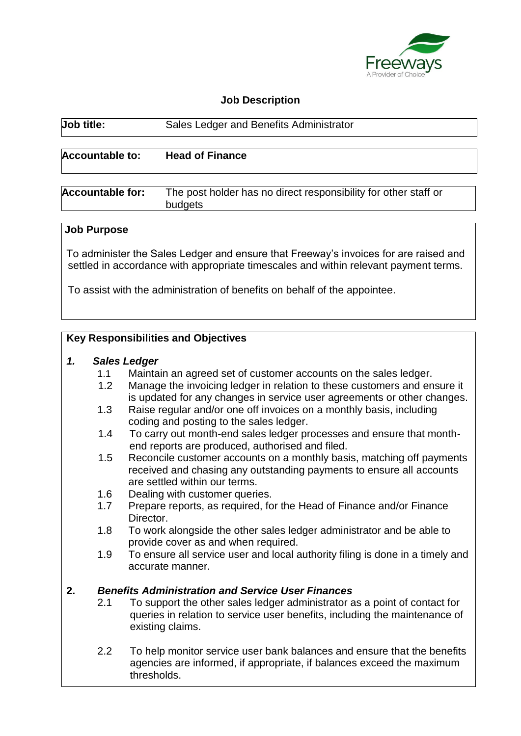Freeways
A Provider of Choice

# Job Description

| | |
|---|---|
| **Job title:** | Sales Ledger and Benefits Administrator |
| **Accountable to:** | **Head of Finance** |
| **Accountable for:** | The post holder has no direct responsibility for other staff or budgets |

## Job Purpose

To administer the Sales Ledger and ensure that Freeway's invoices for are raised and settled in accordance with appropriate timescales and within relevant payment terms.

To assist with the administration of benefits on behalf of the appointee.

## Key Responsibilities and Objectives

### 1. *Sales Ledger*

1.1 Maintain an agreed set of customer accounts on the sales ledger.

1.2 Manage the invoicing ledger in relation to these customers and ensure it is updated for any changes in service user agreements or other changes.

1.3 Raise regular and/or one off invoices on a monthly basis, including coding and posting to the sales ledger.

1.4 To carry out month-end sales ledger processes and ensure that month-end reports are produced, authorised and filed.

1.5 Reconcile customer accounts on a monthly basis, matching off payments received and chasing any outstanding payments to ensure all accounts are settled within our terms.

1.6 Dealing with customer queries.

1.7 Prepare reports, as required, for the Head of Finance and/or Finance Director.

1.8 To work alongside the other sales ledger administrator and be able to provide cover as and when required.

1.9 To ensure all service user and local authority filing is done in a timely and accurate manner.

### 2. *Benefits Administration and Service User Finances*

2.1 To support the other sales ledger administrator as a point of contact for queries in relation to service user benefits, including the maintenance of existing claims.

2.2 To help monitor service user bank balances and ensure that the benefits agencies are informed, if appropriate, if balances exceed the maximum thresholds.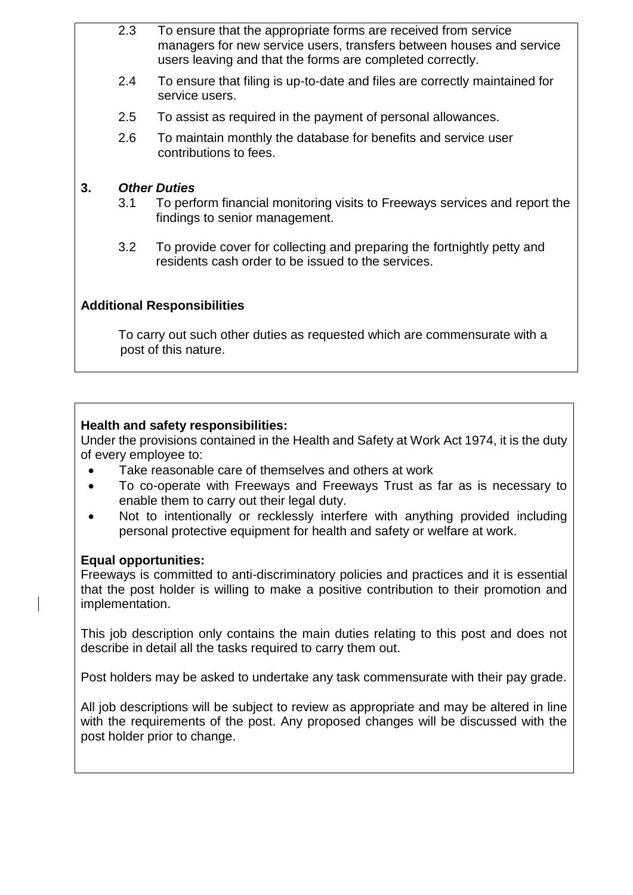2.3 To ensure that the appropriate forms are received from service managers for new service users, transfers between houses and service users leaving and that the forms are completed correctly.

2.4 To ensure that filing is up-to-date and files are correctly maintained for service users.

2.5 To assist as required in the payment of personal allowances.

2.6 To maintain monthly the database for benefits and service user contributions to fees.

**3. *Other Duties***

3.1 To perform financial monitoring visits to Freeways services and report the findings to senior management.

3.2 To provide cover for collecting and preparing the fortnightly petty and residents cash order to be issued to the services.

**Additional Responsibilities**

To carry out such other duties as requested which are commensurate with a post of this nature.

**Health and safety responsibilities:**
Under the provisions contained in the Health and Safety at Work Act 1974, it is the duty of every employee to:

- Take reasonable care of themselves and others at work
- To co-operate with Freeways and Freeways Trust as far as is necessary to enable them to carry out their legal duty.
- Not to intentionally or recklessly interfere with anything provided including personal protective equipment for health and safety or welfare at work.

**Equal opportunities:**
Freeways is committed to anti-discriminatory policies and practices and it is essential that the post holder is willing to make a positive contribution to their promotion and implementation.

This job description only contains the main duties relating to this post and does not describe in detail all the tasks required to carry them out.

Post holders may be asked to undertake any task commensurate with their pay grade.

All job descriptions will be subject to review as appropriate and may be altered in line with the requirements of the post. Any proposed changes will be discussed with the post holder prior to change.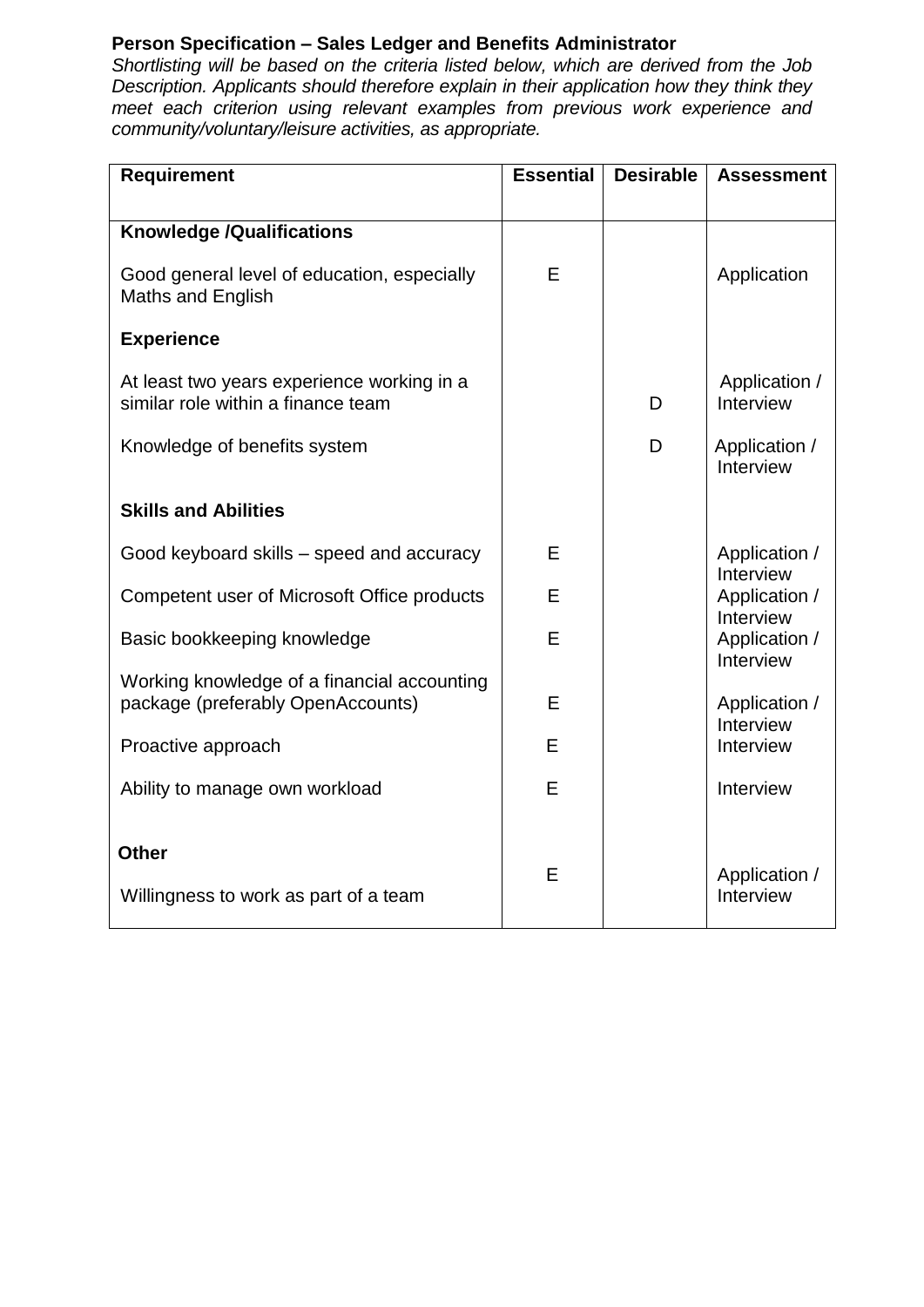**Person Specification – Sales Ledger and Benefits Administrator**

*Shortlisting will be based on the criteria listed below, which are derived from the Job Description. Applicants should therefore explain in their application how they think they meet each criterion using relevant examples from previous work experience and community/voluntary/leisure activities, as appropriate.*

| Requirement | Essential | Desirable | Assessment |
|---|---|---|---|
| **Knowledge /Qualifications** | | | |
| Good general level of education, especially Maths and English | E | | Application |
| **Experience** | | | |
| At least two years experience working in a similar role within a finance team | | D | Application / Interview |
| Knowledge of benefits system | | D | Application / Interview |
| **Skills and Abilities** | | | |
| Good keyboard skills – speed and accuracy | E | | Application / Interview |
| Competent user of Microsoft Office products | E | | Application / Interview |
| Basic bookkeeping knowledge | E | | Application / Interview |
| Working knowledge of a financial accounting package (preferably OpenAccounts) | E | | Application / Interview |
| Proactive approach | E | | Interview |
| Ability to manage own workload | E | | Interview |
| **Other** | | | |
| Willingness to work as part of a team | E | | Application / Interview |